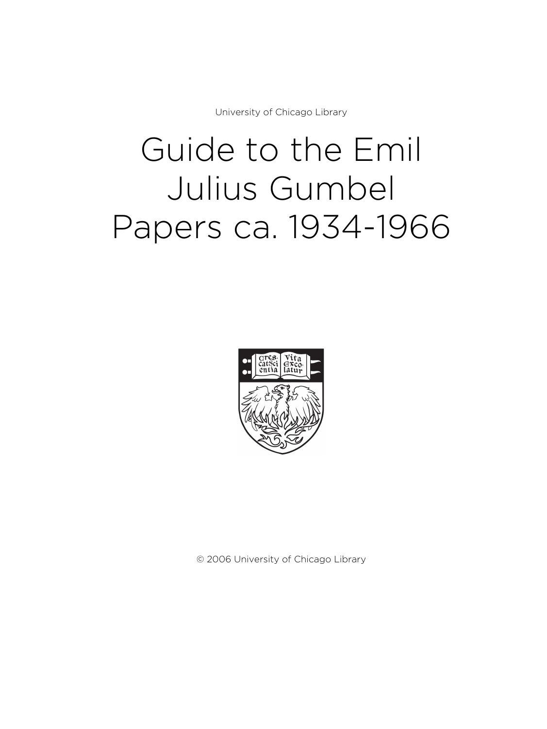University of Chicago Library

# Guide to the Emil Julius Gumbel Papers ca. 1934-1966

© 2006 University of Chicago Library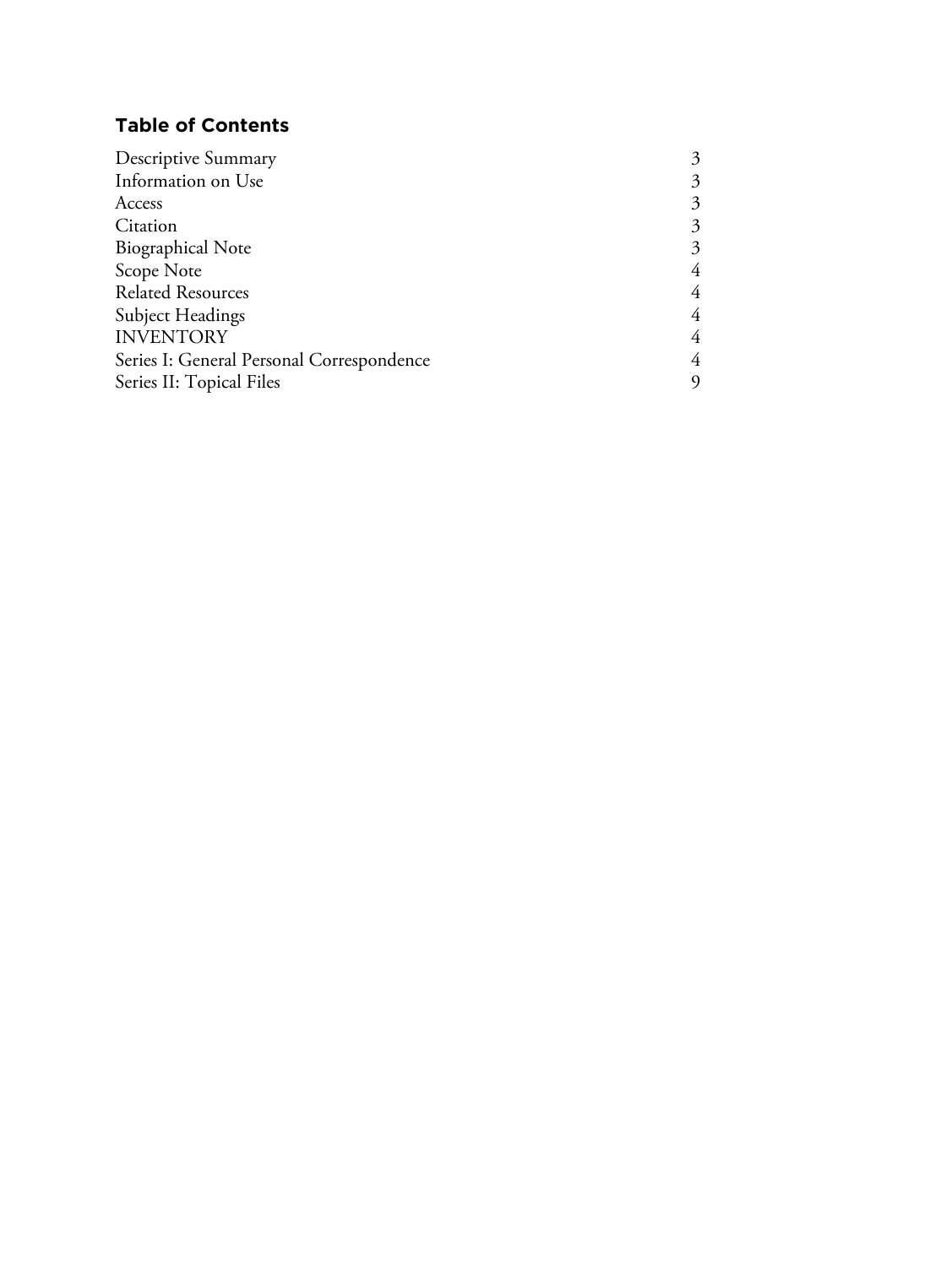## Table of Contents

| | |
|---|---|
| Descriptive Summary | 3 |
| Information on Use | 3 |
| Access | 3 |
| Citation | 3 |
| Biographical Note | 3 |
| Scope Note | 4 |
| Related Resources | 4 |
| Subject Headings | 4 |
| INVENTORY | 4 |
| Series I: General Personal Correspondence | 4 |
| Series II: Topical Files | 9 |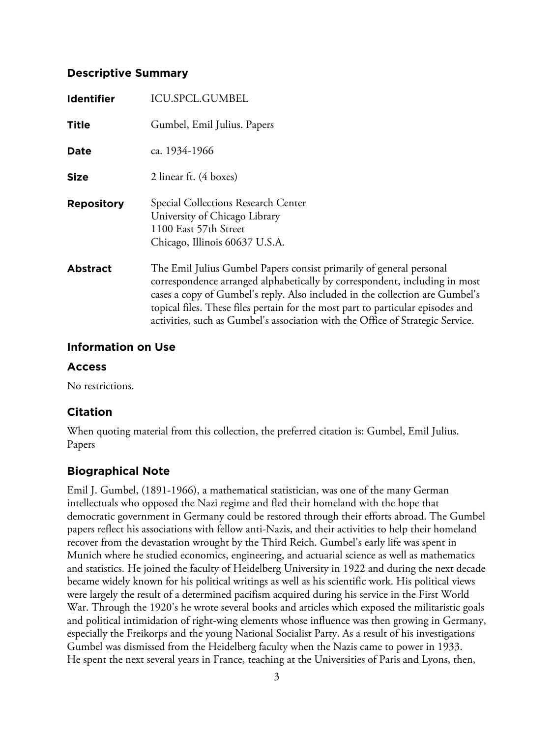## Descriptive Summary

| | |
|---|---|
| **Identifier** | ICU.SPCL.GUMBEL |
| **Title** | Gumbel, Emil Julius. Papers |
| **Date** | ca. 1934-1966 |
| **Size** | 2 linear ft. (4 boxes) |
| **Repository** | Special Collections Research Center<br>University of Chicago Library<br>1100 East 57th Street<br>Chicago, Illinois 60637 U.S.A. |
| **Abstract** | The Emil Julius Gumbel Papers consist primarily of general personal correspondence arranged alphabetically by correspondent, including in most cases a copy of Gumbel's reply. Also included in the collection are Gumbel's topical files. These files pertain for the most part to particular episodes and activities, such as Gumbel's association with the Office of Strategic Service. |

## Information on Use

### Access

No restrictions.

### Citation

When quoting material from this collection, the preferred citation is: Gumbel, Emil Julius. Papers

## Biographical Note

Emil J. Gumbel, (1891-1966), a mathematical statistician, was one of the many German intellectuals who opposed the Nazi regime and fled their homeland with the hope that democratic government in Germany could be restored through their efforts abroad. The Gumbel papers reflect his associations with fellow anti-Nazis, and their activities to help their homeland recover from the devastation wrought by the Third Reich. Gumbel's early life was spent in Munich where he studied economics, engineering, and actuarial science as well as mathematics and statistics. He joined the faculty of Heidelberg University in 1922 and during the next decade became widely known for his political writings as well as his scientific work. His political views were largely the result of a determined pacifism acquired during his service in the First World War. Through the 1920's he wrote several books and articles which exposed the militaristic goals and political intimidation of right-wing elements whose influence was then growing in Germany, especially the Freikorps and the young National Socialist Party. As a result of his investigations Gumbel was dismissed from the Heidelberg faculty when the Nazis came to power in 1933. He spent the next several years in France, teaching at the Universities of Paris and Lyons, then,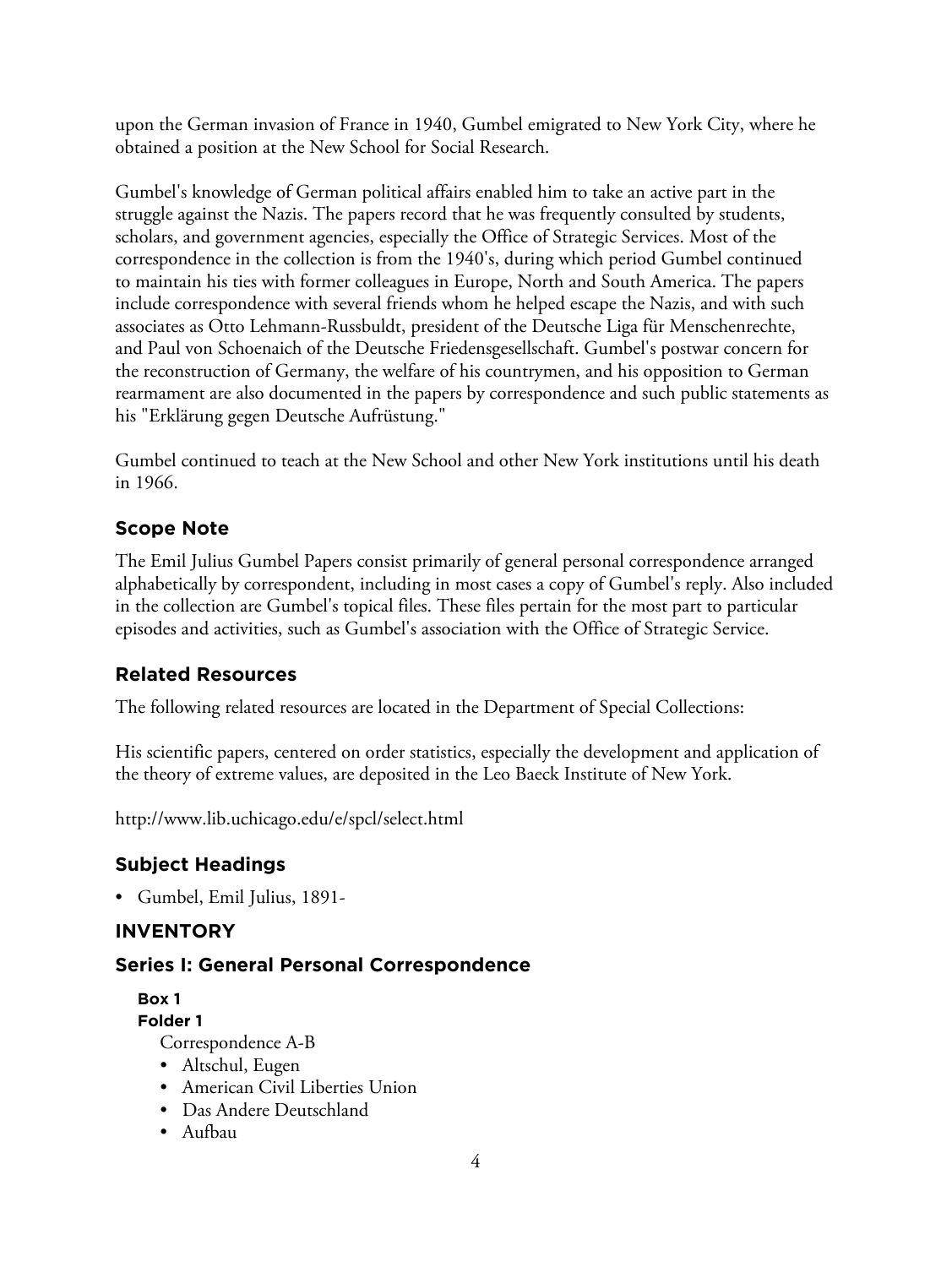upon the German invasion of France in 1940, Gumbel emigrated to New York City, where he obtained a position at the New School for Social Research.

Gumbel's knowledge of German political affairs enabled him to take an active part in the struggle against the Nazis. The papers record that he was frequently consulted by students, scholars, and government agencies, especially the Office of Strategic Services. Most of the correspondence in the collection is from the 1940's, during which period Gumbel continued to maintain his ties with former colleagues in Europe, North and South America. The papers include correspondence with several friends whom he helped escape the Nazis, and with such associates as Otto Lehmann-Russbuldt, president of the Deutsche Liga für Menschenrechte, and Paul von Schoenaich of the Deutsche Friedensgesellschaft. Gumbel's postwar concern for the reconstruction of Germany, the welfare of his countrymen, and his opposition to German rearmament are also documented in the papers by correspondence and such public statements as his "Erklärung gegen Deutsche Aufrüstung."

Gumbel continued to teach at the New School and other New York institutions until his death in 1966.

## Scope Note

The Emil Julius Gumbel Papers consist primarily of general personal correspondence arranged alphabetically by correspondent, including in most cases a copy of Gumbel's reply. Also included in the collection are Gumbel's topical files. These files pertain for the most part to particular episodes and activities, such as Gumbel's association with the Office of Strategic Service.

## Related Resources

The following related resources are located in the Department of Special Collections:

His scientific papers, centered on order statistics, especially the development and application of the theory of extreme values, are deposited in the Leo Baeck Institute of New York.

http://www.lib.uchicago.edu/e/spcl/select.html

## Subject Headings

- Gumbel, Emil Julius, 1891-

## INVENTORY

## Series I: General Personal Correspondence

**Box 1**
**Folder 1**

Correspondence A-B

- Altschul, Eugen
- American Civil Liberties Union
- Das Andere Deutschland
- Aufbau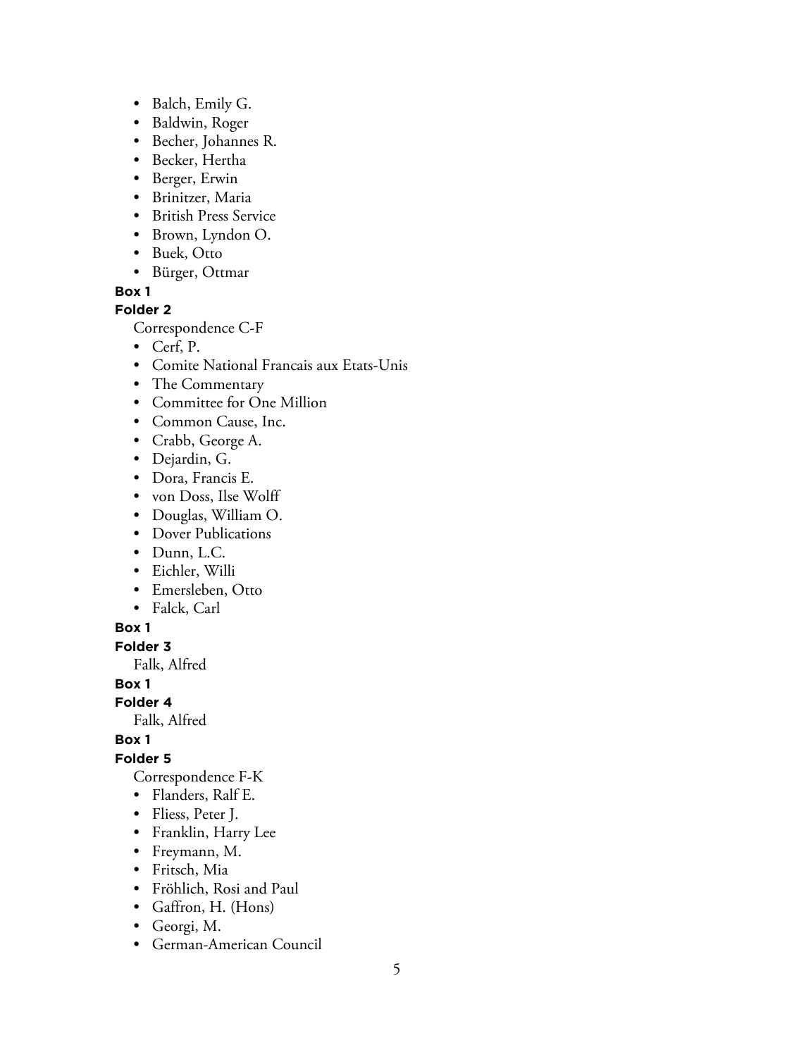- Balch, Emily G.
- Baldwin, Roger
- Becher, Johannes R.
- Becker, Hertha
- Berger, Erwin
- Brinitzer, Maria
- British Press Service
- Brown, Lyndon O.
- Buek, Otto
- Bürger, Ottmar

**Box 1**

**Folder 2**

Correspondence C-F

- Cerf, P.
- Comite National Francais aux Etats-Unis
- The Commentary
- Committee for One Million
- Common Cause, Inc.
- Crabb, George A.
- Dejardin, G.
- Dora, Francis E.
- von Doss, Ilse Wolff
- Douglas, William O.
- Dover Publications
- Dunn, L.C.
- Eichler, Willi
- Emersleben, Otto
- Falck, Carl

**Box 1**

**Folder 3**

Falk, Alfred

**Box 1**

**Folder 4**

Falk, Alfred

**Box 1**

**Folder 5**

Correspondence F-K

- Flanders, Ralf E.
- Fliess, Peter J.
- Franklin, Harry Lee
- Freymann, M.
- Fritsch, Mia
- Fröhlich, Rosi and Paul
- Gaffron, H. (Hons)
- Georgi, M.
- German-American Council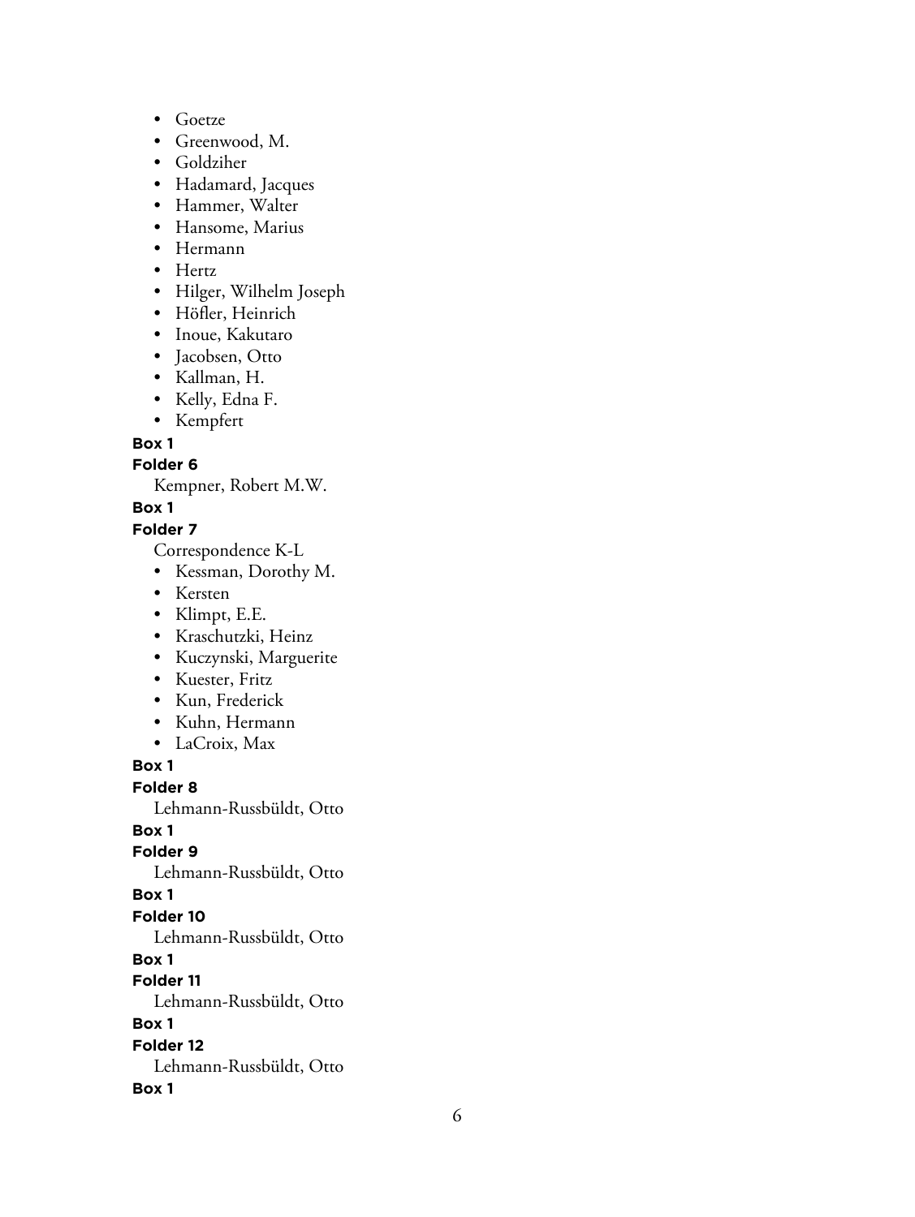- Goetze
- Greenwood, M.
- Goldziher
- Hadamard, Jacques
- Hammer, Walter
- Hansome, Marius
- Hermann
- Hertz
- Hilger, Wilhelm Joseph
- Höfler, Heinrich
- Inoue, Kakutaro
- Jacobsen, Otto
- Kallman, H.
- Kelly, Edna F.
- Kempfert

**Box 1**

**Folder 6**

Kempner, Robert M.W.

**Box 1**

**Folder 7**

Correspondence K-L

- Kessman, Dorothy M.
- Kersten
- Klimpt, E.E.
- Kraschutzki, Heinz
- Kuczynski, Marguerite
- Kuester, Fritz
- Kun, Frederick
- Kuhn, Hermann
- LaCroix, Max

**Box 1**

**Folder 8**

Lehmann-Russbüldt, Otto

**Box 1**

**Folder 9**

Lehmann-Russbüldt, Otto

**Box 1**

**Folder 10**

Lehmann-Russbüldt, Otto

**Box 1**

**Folder 11**

Lehmann-Russbüldt, Otto

**Box 1**

**Folder 12**

Lehmann-Russbüldt, Otto

**Box 1**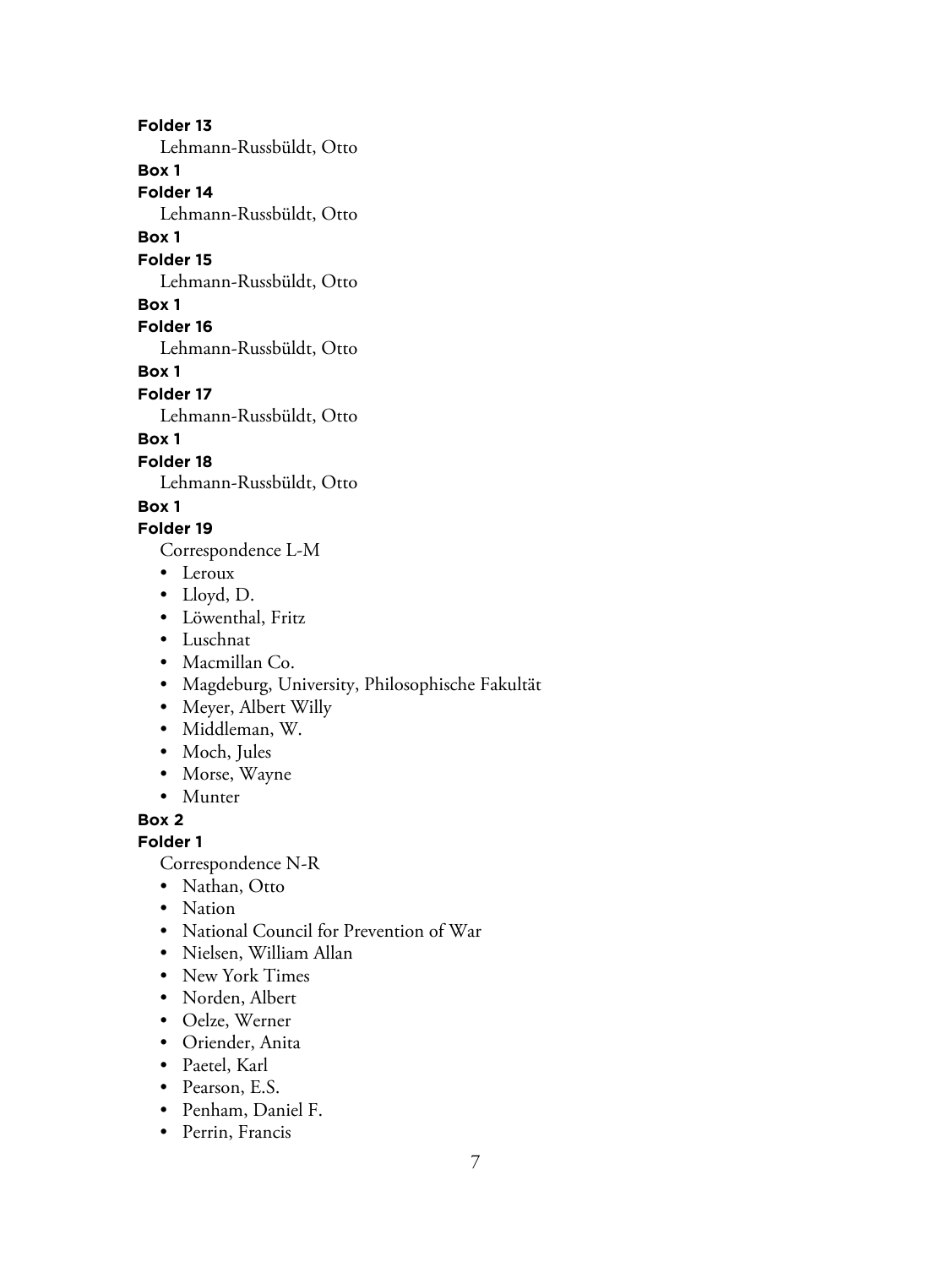**Folder 13**

Lehmann-Russbüldt, Otto

**Box 1**

**Folder 14**

Lehmann-Russbüldt, Otto

**Box 1**

**Folder 15**

Lehmann-Russbüldt, Otto

**Box 1**

**Folder 16**

Lehmann-Russbüldt, Otto

**Box 1**

**Folder 17**

Lehmann-Russbüldt, Otto

**Box 1**

**Folder 18**

Lehmann-Russbüldt, Otto

**Box 1**

**Folder 19**

Correspondence L-M

- Leroux
- Lloyd, D.
- Löwenthal, Fritz
- Luschnat
- Macmillan Co.
- Magdeburg, University, Philosophische Fakultät
- Meyer, Albert Willy
- Middleman, W.
- Moch, Jules
- Morse, Wayne
- Munter

**Box 2**

**Folder 1**

Correspondence N-R

- Nathan, Otto
- Nation
- National Council for Prevention of War
- Nielsen, William Allan
- New York Times
- Norden, Albert
- Oelze, Werner
- Oriender, Anita
- Paetel, Karl
- Pearson, E.S.
- Penham, Daniel F.
- Perrin, Francis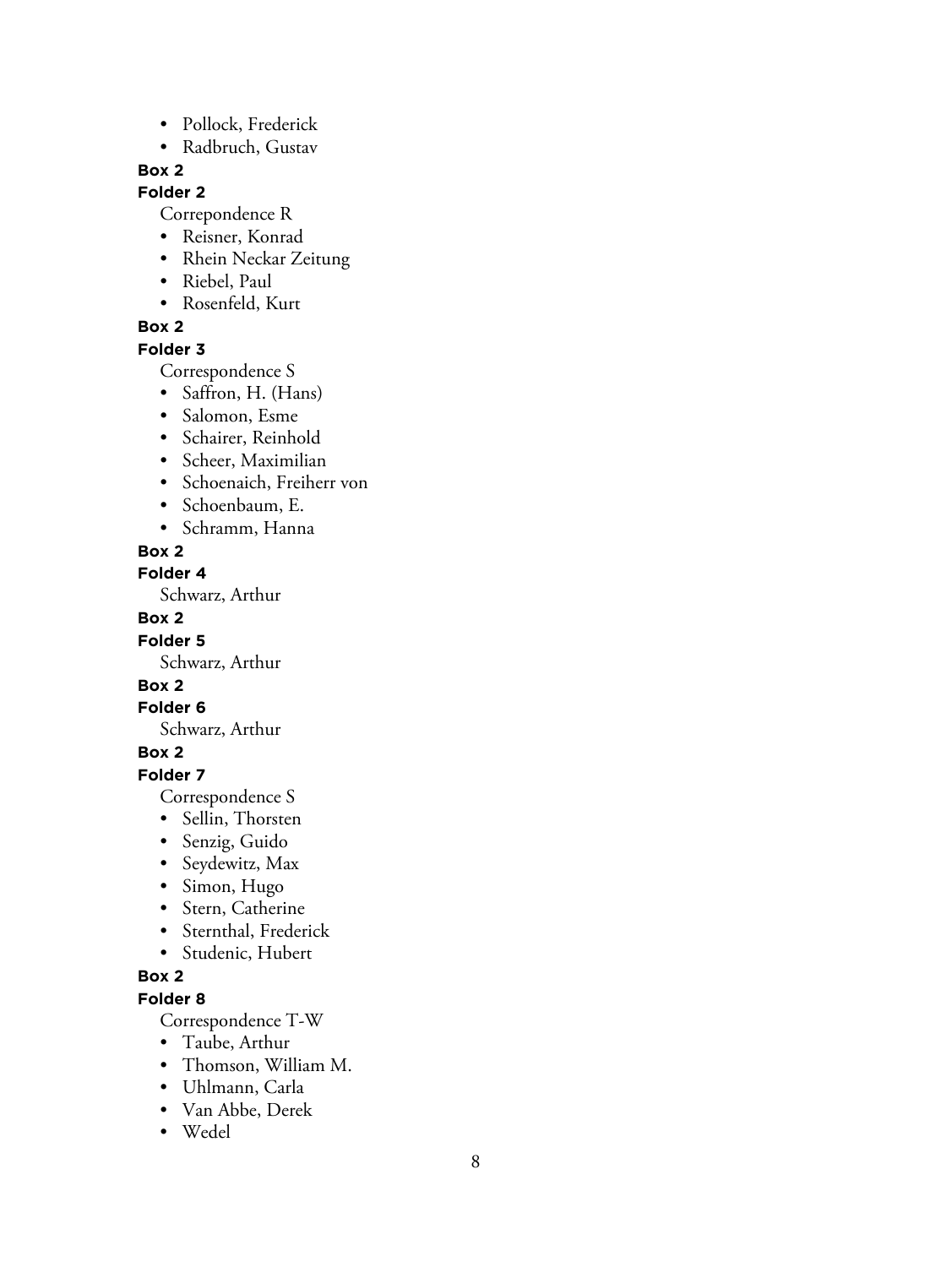- Pollock, Frederick
- Radbruch, Gustav

**Box 2**

**Folder 2**

Correpondence R

- Reisner, Konrad
- Rhein Neckar Zeitung
- Riebel, Paul
- Rosenfeld, Kurt

**Box 2**

**Folder 3**

Correspondence S

- Saffron, H. (Hans)
- Salomon, Esme
- Schairer, Reinhold
- Scheer, Maximilian
- Schoenaich, Freiherr von
- Schoenbaum, E.
- Schramm, Hanna

**Box 2**

**Folder 4**

Schwarz, Arthur

**Box 2**

**Folder 5**

Schwarz, Arthur

**Box 2**

**Folder 6**

Schwarz, Arthur

**Box 2**

**Folder 7**

Correspondence S

- Sellin, Thorsten
- Senzig, Guido
- Seydewitz, Max
- Simon, Hugo
- Stern, Catherine
- Sternthal, Frederick
- Studenic, Hubert

**Box 2**

**Folder 8**

Correspondence T-W

- Taube, Arthur
- Thomson, William M.
- Uhlmann, Carla
- Van Abbe, Derek
- Wedel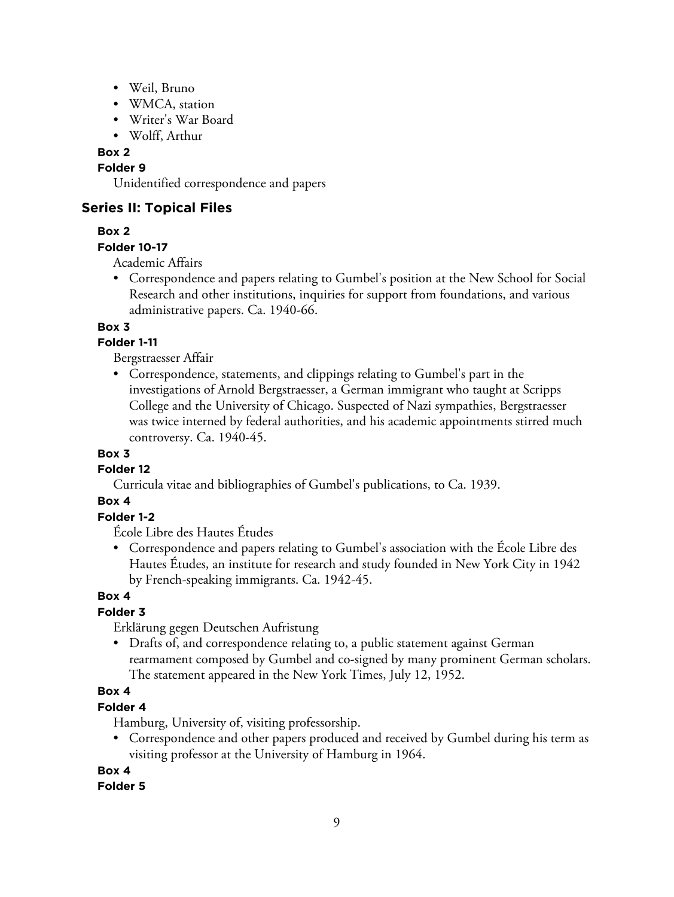- Weil, Bruno
- WMCA, station
- Writer's War Board
- Wolff, Arthur

**Box 2**

**Folder 9**

Unidentified correspondence and papers

## Series II: Topical Files

**Box 2**

**Folder 10-17**

Academic Affairs

- Correspondence and papers relating to Gumbel's position at the New School for Social Research and other institutions, inquiries for support from foundations, and various administrative papers. Ca. 1940-66.

**Box 3**

**Folder 1-11**

Bergstraesser Affair

- Correspondence, statements, and clippings relating to Gumbel's part in the investigations of Arnold Bergstraesser, a German immigrant who taught at Scripps College and the University of Chicago. Suspected of Nazi sympathies, Bergstraesser was twice interned by federal authorities, and his academic appointments stirred much controversy. Ca. 1940-45.

**Box 3**

**Folder 12**

Curricula vitae and bibliographies of Gumbel's publications, to Ca. 1939.

**Box 4**

**Folder 1-2**

École Libre des Hautes Études

- Correspondence and papers relating to Gumbel's association with the École Libre des Hautes Études, an institute for research and study founded in New York City in 1942 by French-speaking immigrants. Ca. 1942-45.

**Box 4**

**Folder 3**

Erklärung gegen Deutschen Aufristung

- Drafts of, and correspondence relating to, a public statement against German rearmament composed by Gumbel and co-signed by many prominent German scholars. The statement appeared in the New York Times, July 12, 1952.

**Box 4**

**Folder 4**

Hamburg, University of, visiting professorship.

- Correspondence and other papers produced and received by Gumbel during his term as visiting professor at the University of Hamburg in 1964.

**Box 4**

**Folder 5**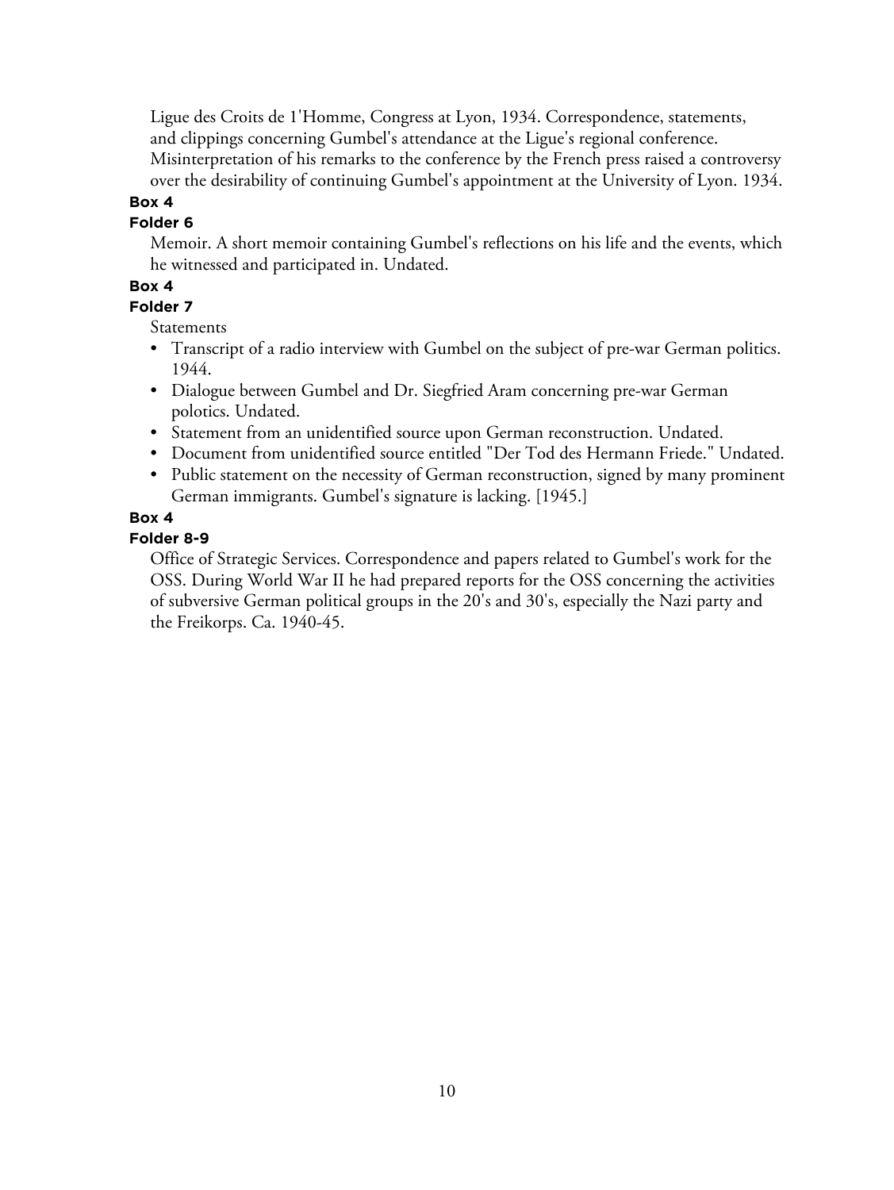Ligue des Croits de 1'Homme, Congress at Lyon, 1934. Correspondence, statements, and clippings concerning Gumbel's attendance at the Ligue's regional conference. Misinterpretation of his remarks to the conference by the French press raised a controversy over the desirability of continuing Gumbel's appointment at the University of Lyon. 1934.

**Box 4**

**Folder 6**

Memoir. A short memoir containing Gumbel's reflections on his life and the events, which he witnessed and participated in. Undated.

**Box 4**

**Folder 7**

Statements

- Transcript of a radio interview with Gumbel on the subject of pre-war German politics. 1944.
- Dialogue between Gumbel and Dr. Siegfried Aram concerning pre-war German polotics. Undated.
- Statement from an unidentified source upon German reconstruction. Undated.
- Document from unidentified source entitled "Der Tod des Hermann Friede." Undated.
- Public statement on the necessity of German reconstruction, signed by many prominent German immigrants. Gumbel's signature is lacking. [1945.]

**Box 4**

**Folder 8-9**

Office of Strategic Services. Correspondence and papers related to Gumbel's work for the OSS. During World War II he had prepared reports for the OSS concerning the activities of subversive German political groups in the 20's and 30's, especially the Nazi party and the Freikorps. Ca. 1940-45.